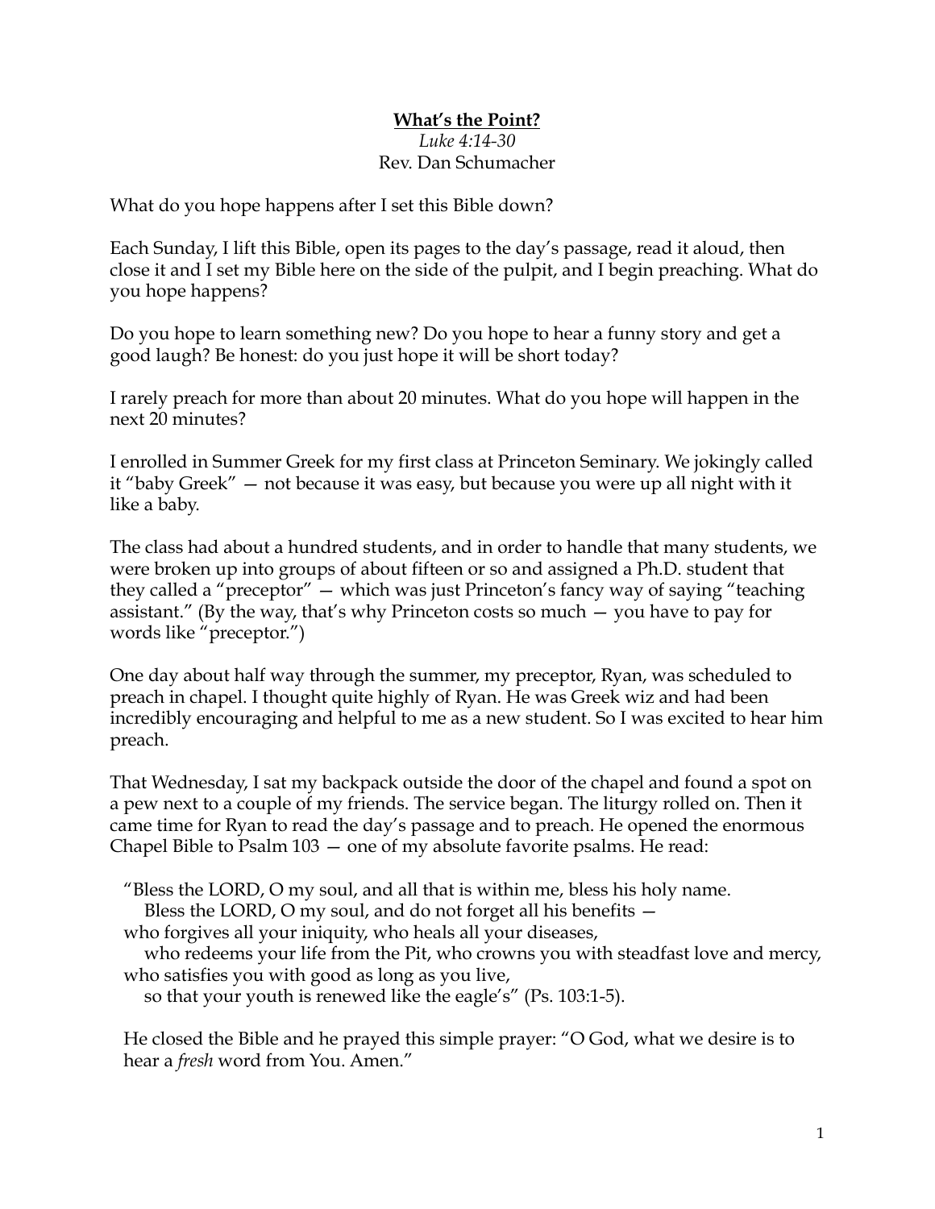# **What's the Point?**

*Luke 4:14-30*

Rev. Dan Schumacher

What do you hope happens after I set this Bible down?

Each Sunday, I lift this Bible, open its pages to the day's passage, read it aloud, then close it and I set my Bible here on the side of the pulpit, and I begin preaching. What do you hope happens?

Do you hope to learn something new? Do you hope to hear a funny story and get a good laugh? Be honest: do you just hope it will be short today?

I rarely preach for more than about 20 minutes. What do you hope will happen in the next 20 minutes?

I enrolled in Summer Greek for my first class at Princeton Seminary. We jokingly called it "baby Greek" — not because it was easy, but because you were up all night with it like a baby.

The class had about a hundred students, and in order to handle that many students, we were broken up into groups of about fifteen or so and assigned a Ph.D. student that they called a "preceptor" — which was just Princeton's fancy way of saying "teaching assistant." (By the way, that's why Princeton costs so much — you have to pay for words like "preceptor.")

One day about half way through the summer, my preceptor, Ryan, was scheduled to preach in chapel. I thought quite highly of Ryan. He was Greek wiz and had been incredibly encouraging and helpful to me as a new student. So I was excited to hear him preach.

That Wednesday, I sat my backpack outside the door of the chapel and found a spot on a pew next to a couple of my friends. The service began. The liturgy rolled on. Then it came time for Ryan to read the day's passage and to preach. He opened the enormous Chapel Bible to Psalm 103 — one of my absolute favorite psalms. He read:

> "Bless the LORD, O my soul, and all that is within me, bless his holy name.
> Bless the LORD, O my soul, and do not forget all his benefits —
> who forgives all your iniquity, who heals all your diseases,
> who redeems your life from the Pit, who crowns you with steadfast love and mercy,
> who satisfies you with good as long as you live,
> so that your youth is renewed like the eagle's" (Ps. 103:1-5).

He closed the Bible and he prayed this simple prayer: "O God, what we desire is to hear a *fresh* word from You. Amen."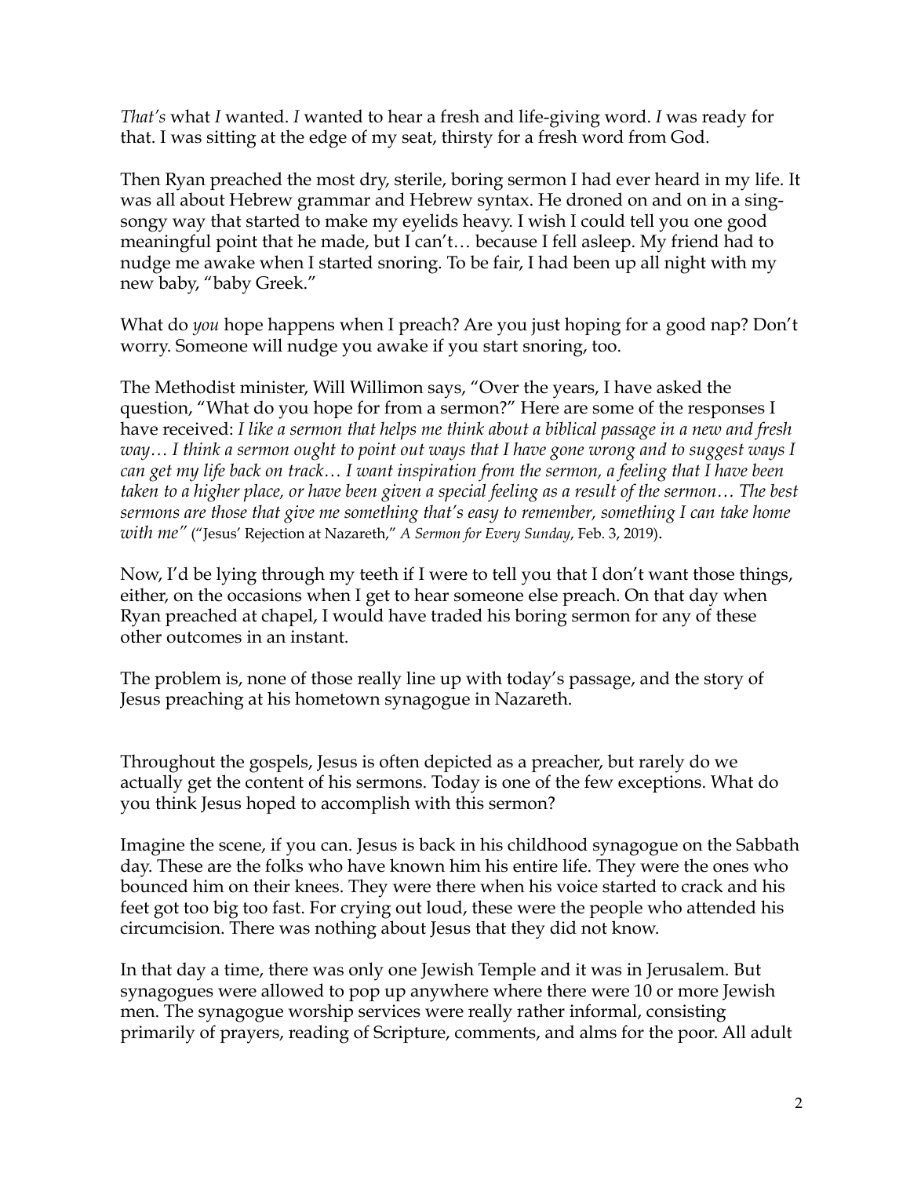*That's* what *I* wanted. *I* wanted to hear a fresh and life-giving word. *I* was ready for that. I was sitting at the edge of my seat, thirsty for a fresh word from God.

Then Ryan preached the most dry, sterile, boring sermon I had ever heard in my life. It was all about Hebrew grammar and Hebrew syntax. He droned on and on in a sing-songy way that started to make my eyelids heavy. I wish I could tell you one good meaningful point that he made, but I can't… because I fell asleep. My friend had to nudge me awake when I started snoring. To be fair, I had been up all night with my new baby, "baby Greek."

What do *you* hope happens when I preach? Are you just hoping for a good nap? Don't worry. Someone will nudge you awake if you start snoring, too.

The Methodist minister, Will Willimon says, "Over the years, I have asked the question, "What do you hope for from a sermon?" Here are some of the responses I have received: *I like a sermon that helps me think about a biblical passage in a new and fresh way… I think a sermon ought to point out ways that I have gone wrong and to suggest ways I can get my life back on track… I want inspiration from the sermon, a feeling that I have been taken to a higher place, or have been given a special feeling as a result of the sermon… The best sermons are those that give me something that's easy to remember, something I can take home with me"* ("Jesus' Rejection at Nazareth," *A Sermon for Every Sunday*, Feb. 3, 2019).

Now, I'd be lying through my teeth if I were to tell you that I don't want those things, either, on the occasions when I get to hear someone else preach. On that day when Ryan preached at chapel, I would have traded his boring sermon for any of these other outcomes in an instant.

The problem is, none of those really line up with today's passage, and the story of Jesus preaching at his hometown synagogue in Nazareth.

Throughout the gospels, Jesus is often depicted as a preacher, but rarely do we actually get the content of his sermons. Today is one of the few exceptions. What do you think Jesus hoped to accomplish with this sermon?

Imagine the scene, if you can. Jesus is back in his childhood synagogue on the Sabbath day. These are the folks who have known him his entire life. They were the ones who bounced him on their knees. They were there when his voice started to crack and his feet got too big too fast. For crying out loud, these were the people who attended his circumcision. There was nothing about Jesus that they did not know.

In that day a time, there was only one Jewish Temple and it was in Jerusalem. But synagogues were allowed to pop up anywhere where there were 10 or more Jewish men. The synagogue worship services were really rather informal, consisting primarily of prayers, reading of Scripture, comments, and alms for the poor. All adult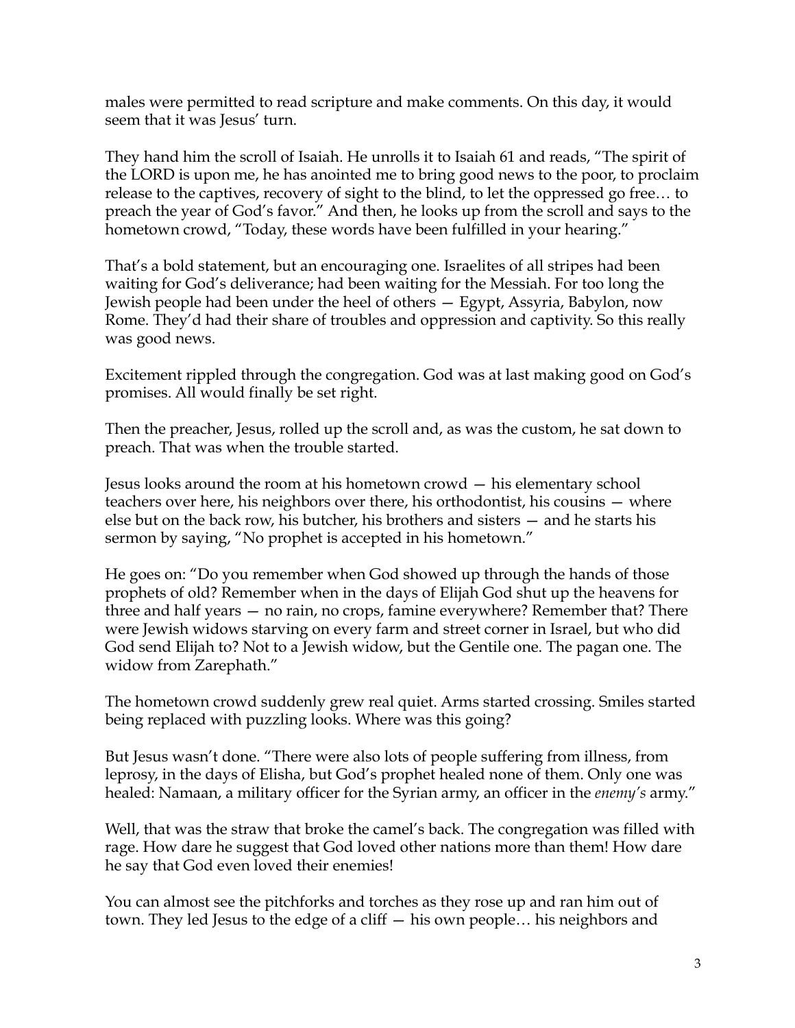males were permitted to read scripture and make comments. On this day, it would seem that it was Jesus' turn.

They hand him the scroll of Isaiah. He unrolls it to Isaiah 61 and reads, "The spirit of the LORD is upon me, he has anointed me to bring good news to the poor, to proclaim release to the captives, recovery of sight to the blind, to let the oppressed go free… to preach the year of God's favor." And then, he looks up from the scroll and says to the hometown crowd, "Today, these words have been fulfilled in your hearing."

That's a bold statement, but an encouraging one. Israelites of all stripes had been waiting for God's deliverance; had been waiting for the Messiah. For too long the Jewish people had been under the heel of others — Egypt, Assyria, Babylon, now Rome. They'd had their share of troubles and oppression and captivity. So this really was good news.

Excitement rippled through the congregation. God was at last making good on God's promises. All would finally be set right.

Then the preacher, Jesus, rolled up the scroll and, as was the custom, he sat down to preach. That was when the trouble started.

Jesus looks around the room at his hometown crowd — his elementary school teachers over here, his neighbors over there, his orthodontist, his cousins — where else but on the back row, his butcher, his brothers and sisters — and he starts his sermon by saying, "No prophet is accepted in his hometown."

He goes on: "Do you remember when God showed up through the hands of those prophets of old? Remember when in the days of Elijah God shut up the heavens for three and half years — no rain, no crops, famine everywhere? Remember that? There were Jewish widows starving on every farm and street corner in Israel, but who did God send Elijah to? Not to a Jewish widow, but the Gentile one. The pagan one. The widow from Zarephath."

The hometown crowd suddenly grew real quiet. Arms started crossing. Smiles started being replaced with puzzling looks. Where was this going?

But Jesus wasn't done. "There were also lots of people suffering from illness, from leprosy, in the days of Elisha, but God's prophet healed none of them. Only one was healed: Namaan, a military officer for the Syrian army, an officer in the *enemy's* army."

Well, that was the straw that broke the camel's back. The congregation was filled with rage. How dare he suggest that God loved other nations more than them! How dare he say that God even loved their enemies!

You can almost see the pitchforks and torches as they rose up and ran him out of town. They led Jesus to the edge of a cliff — his own people… his neighbors and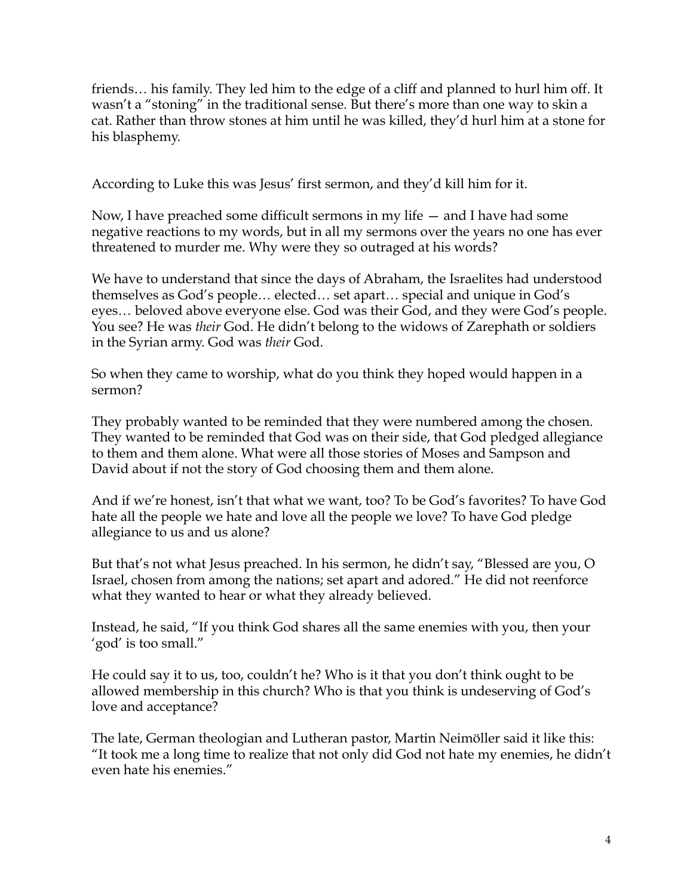friends… his family. They led him to the edge of a cliff and planned to hurl him off. It wasn't a "stoning" in the traditional sense. But there's more than one way to skin a cat. Rather than throw stones at him until he was killed, they'd hurl him at a stone for his blasphemy.

According to Luke this was Jesus' first sermon, and they'd kill him for it.

Now, I have preached some difficult sermons in my life — and I have had some negative reactions to my words, but in all my sermons over the years no one has ever threatened to murder me. Why were they so outraged at his words?

We have to understand that since the days of Abraham, the Israelites had understood themselves as God's people… elected… set apart… special and unique in God's eyes… beloved above everyone else. God was their God, and they were God's people. You see? He was *their* God. He didn't belong to the widows of Zarephath or soldiers in the Syrian army. God was *their* God.

So when they came to worship, what do you think they hoped would happen in a sermon?

They probably wanted to be reminded that they were numbered among the chosen. They wanted to be reminded that God was on their side, that God pledged allegiance to them and them alone. What were all those stories of Moses and Sampson and David about if not the story of God choosing them and them alone.

And if we're honest, isn't that what we want, too? To be God's favorites? To have God hate all the people we hate and love all the people we love? To have God pledge allegiance to us and us alone?

But that's not what Jesus preached. In his sermon, he didn't say, "Blessed are you, O Israel, chosen from among the nations; set apart and adored." He did not reenforce what they wanted to hear or what they already believed.

Instead, he said, "If you think God shares all the same enemies with you, then your 'god' is too small."

He could say it to us, too, couldn't he? Who is it that you don't think ought to be allowed membership in this church? Who is that you think is undeserving of God's love and acceptance?

The late, German theologian and Lutheran pastor, Martin Neimöller said it like this: "It took me a long time to realize that not only did God not hate my enemies, he didn't even hate his enemies."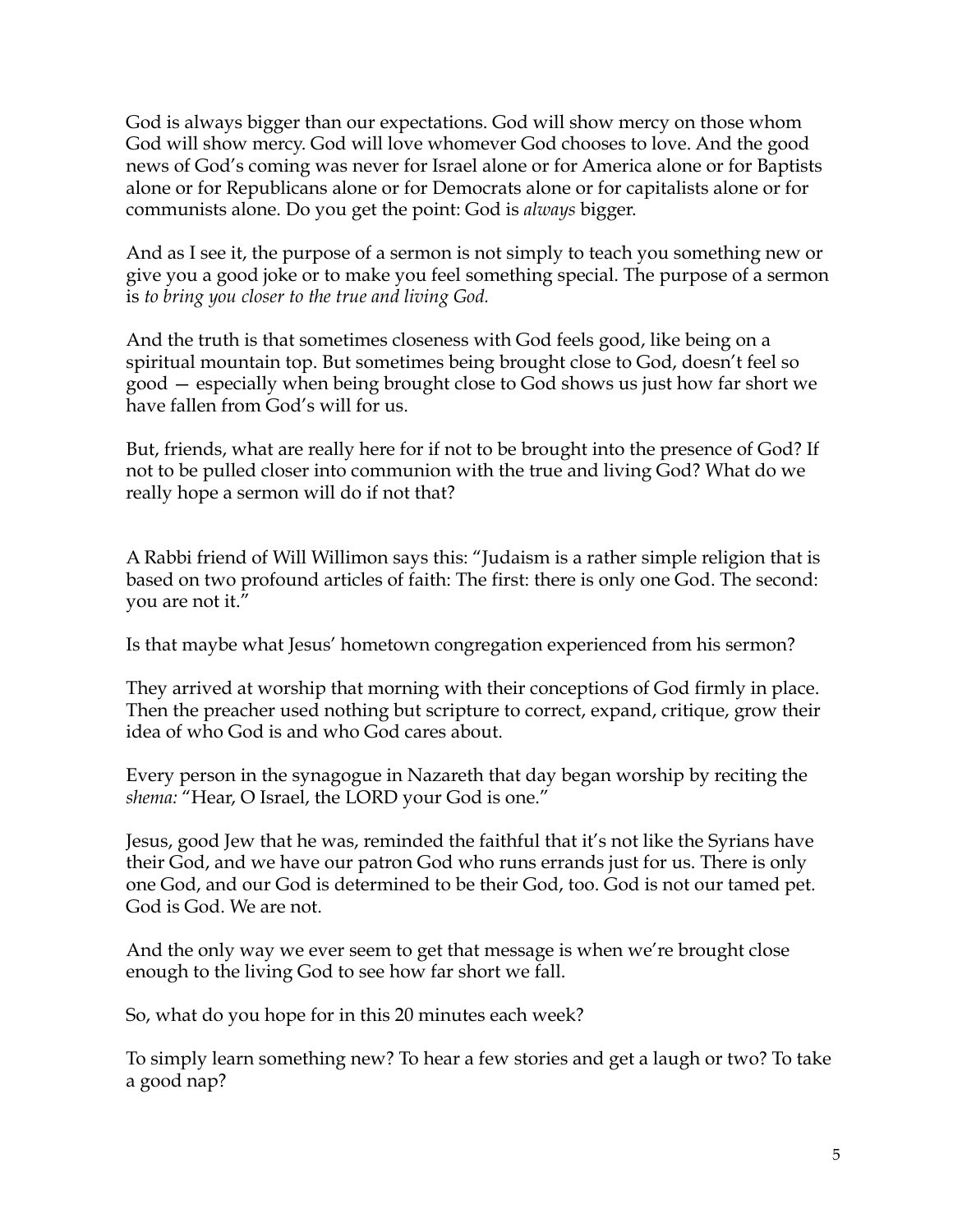God is always bigger than our expectations. God will show mercy on those whom God will show mercy. God will love whomever God chooses to love. And the good news of God's coming was never for Israel alone or for America alone or for Baptists alone or for Republicans alone or for Democrats alone or for capitalists alone or for communists alone. Do you get the point: God is *always* bigger.

And as I see it, the purpose of a sermon is not simply to teach you something new or give you a good joke or to make you feel something special. The purpose of a sermon is *to bring you closer to the true and living God.*

And the truth is that sometimes closeness with God feels good, like being on a spiritual mountain top. But sometimes being brought close to God, doesn't feel so good — especially when being brought close to God shows us just how far short we have fallen from God's will for us.

But, friends, what are really here for if not to be brought into the presence of God? If not to be pulled closer into communion with the true and living God? What do we really hope a sermon will do if not that?

A Rabbi friend of Will Willimon says this: "Judaism is a rather simple religion that is based on two profound articles of faith: The first: there is only one God. The second: you are not it."

Is that maybe what Jesus' hometown congregation experienced from his sermon?

They arrived at worship that morning with their conceptions of God firmly in place. Then the preacher used nothing but scripture to correct, expand, critique, grow their idea of who God is and who God cares about.

Every person in the synagogue in Nazareth that day began worship by reciting the *shema:* "Hear, O Israel, the LORD your God is one."

Jesus, good Jew that he was, reminded the faithful that it's not like the Syrians have their God, and we have our patron God who runs errands just for us. There is only one God, and our God is determined to be their God, too. God is not our tamed pet. God is God. We are not.

And the only way we ever seem to get that message is when we're brought close enough to the living God to see how far short we fall.

So, what do you hope for in this 20 minutes each week?

To simply learn something new? To hear a few stories and get a laugh or two? To take a good nap?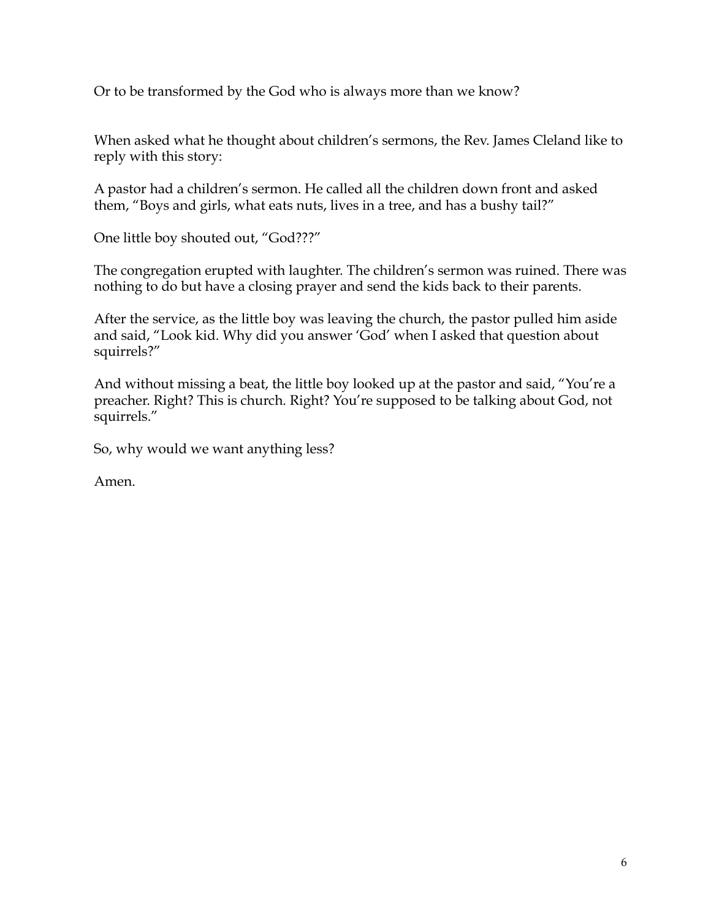Or to be transformed by the God who is always more than we know?

When asked what he thought about children's sermons, the Rev. James Cleland like to reply with this story:

A pastor had a children's sermon. He called all the children down front and asked them, "Boys and girls, what eats nuts, lives in a tree, and has a bushy tail?"

One little boy shouted out, "God???"

The congregation erupted with laughter. The children's sermon was ruined. There was nothing to do but have a closing prayer and send the kids back to their parents.

After the service, as the little boy was leaving the church, the pastor pulled him aside and said, "Look kid. Why did you answer 'God' when I asked that question about squirrels?"

And without missing a beat, the little boy looked up at the pastor and said, "You're a preacher. Right? This is church. Right? You're supposed to be talking about God, not squirrels."

So, why would we want anything less?

Amen.